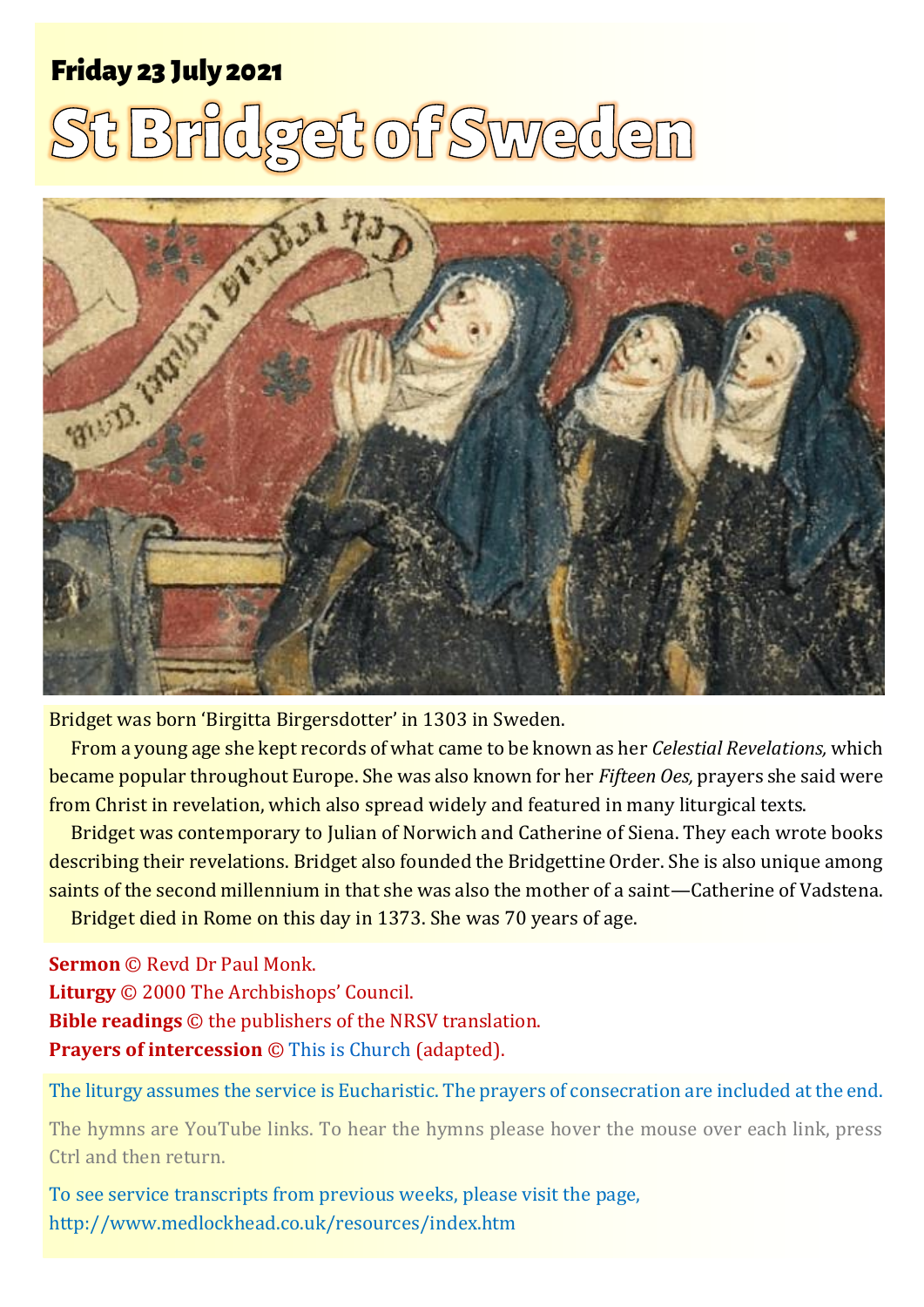**Friday 23 July 2021**

# St Bridget of Sweden

Bridget was born 'Birgitta Birgersdotter' in 1303 in Sweden.

From a young age she kept records of what came to be known as her *Celestial Revelations,* which became popular throughout Europe. She was also known for her *Fifteen Oes,* prayers she said were from Christ in revelation, which also spread widely and featured in many liturgical texts.

Bridget was contemporary to Julian of Norwich and Catherine of Siena. They each wrote books describing their revelations. Bridget also founded the Bridgettine Order. She is also unique among saints of the second millennium in that she was also the mother of a saint—Catherine of Vadstena.

Bridget died in Rome on this day in 1373. She was 70 years of age.

**Sermon** © Revd Dr Paul Monk.
**Liturgy** © 2000 The Archbishops' Council.
**Bible readings** © the publishers of the NRSV translation.
**Prayers of intercession** © This is Church (adapted).

The liturgy assumes the service is Eucharistic. The prayers of consecration are included at the end.

The hymns are YouTube links. To hear the hymns please hover the mouse over each link, press Ctrl and then return.

To see service transcripts from previous weeks, please visit the page,
http://www.medlockhead.co.uk/resources/index.htm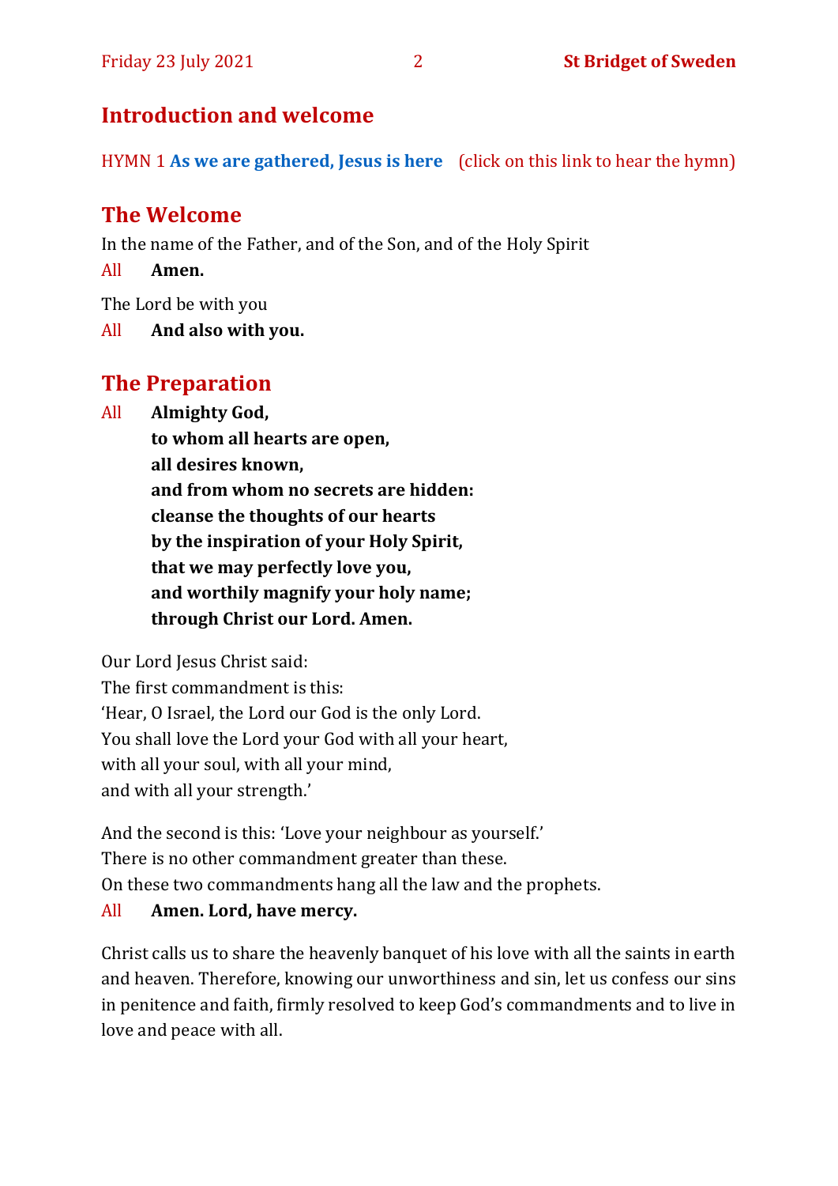## Introduction and welcome

HYMN 1 **As we are gathered, Jesus is here** (click on this link to hear the hymn)

## The Welcome

In the name of the Father, and of the Son, and of the Holy Spirit

All **Amen.**

The Lord be with you

All **And also with you.**

## The Preparation

All **Almighty God,**
**to whom all hearts are open,**
**all desires known,**
**and from whom no secrets are hidden:**
**cleanse the thoughts of our hearts**
**by the inspiration of your Holy Spirit,**
**that we may perfectly love you,**
**and worthily magnify your holy name;**
**through Christ our Lord. Amen.**

Our Lord Jesus Christ said:
The first commandment is this:
'Hear, O Israel, the Lord our God is the only Lord.
You shall love the Lord your God with all your heart,
with all your soul, with all your mind,
and with all your strength.'

And the second is this: 'Love your neighbour as yourself.'
There is no other commandment greater than these.
On these two commandments hang all the law and the prophets.

All **Amen. Lord, have mercy.**

Christ calls us to share the heavenly banquet of his love with all the saints in earth and heaven. Therefore, knowing our unworthiness and sin, let us confess our sins in penitence and faith, firmly resolved to keep God's commandments and to live in love and peace with all.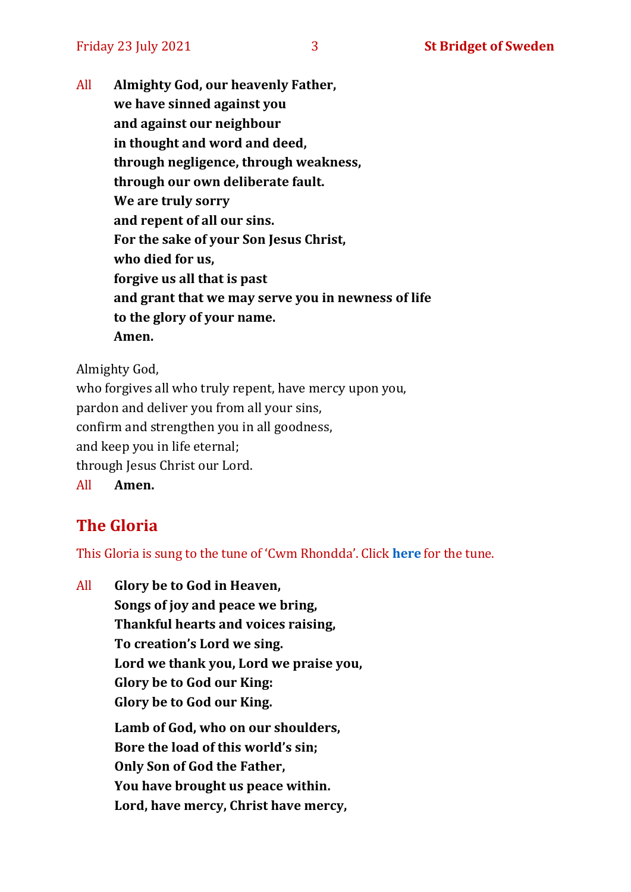All **Almighty God, our heavenly Father,**
**we have sinned against you**
**and against our neighbour**
**in thought and word and deed,**
**through negligence, through weakness,**
**through our own deliberate fault.**
**We are truly sorry**
**and repent of all our sins.**
**For the sake of your Son Jesus Christ,**
**who died for us,**
**forgive us all that is past**
**and grant that we may serve you in newness of life**
**to the glory of your name.**
**Amen.**

Almighty God,
who forgives all who truly repent, have mercy upon you,
pardon and deliver you from all your sins,
confirm and strengthen you in all goodness,
and keep you in life eternal;
through Jesus Christ our Lord.

All **Amen.**

## The Gloria

This Gloria is sung to the tune of 'Cwm Rhondda'. Click **here** for the tune.

All **Glory be to God in Heaven,**
**Songs of joy and peace we bring,**
**Thankful hearts and voices raising,**
**To creation's Lord we sing.**
**Lord we thank you, Lord we praise you,**
**Glory be to God our King:**
**Glory be to God our King.**

**Lamb of God, who on our shoulders,**
**Bore the load of this world's sin;**
**Only Son of God the Father,**
**You have brought us peace within.**
**Lord, have mercy, Christ have mercy,**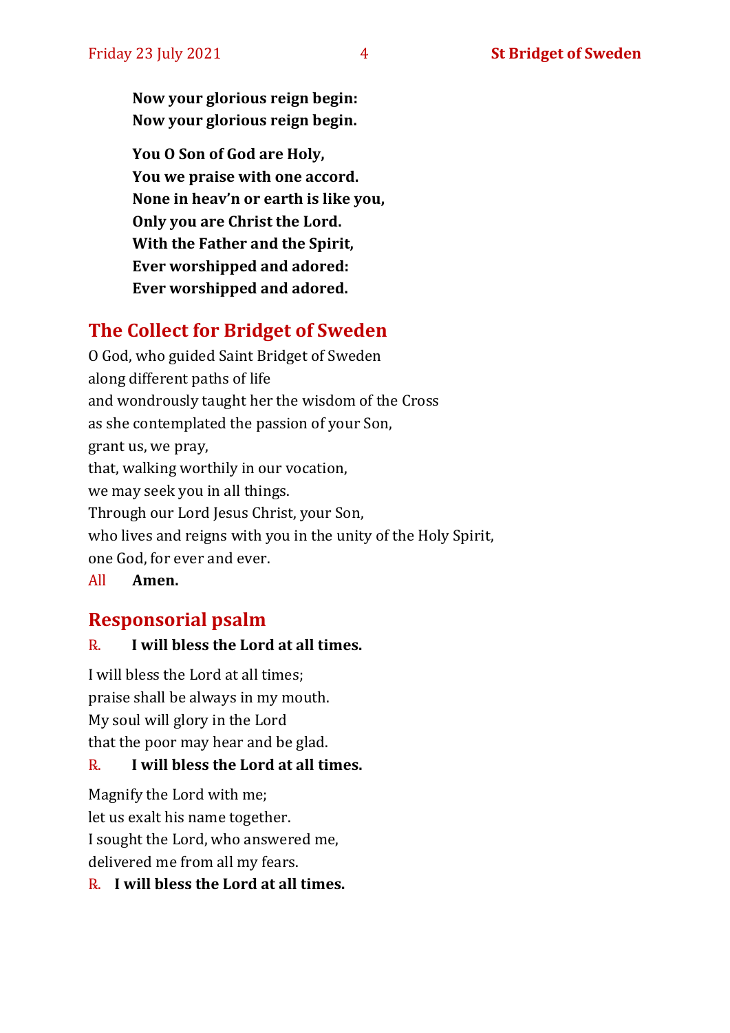**Now your glorious reign begin:**
**Now your glorious reign begin.**

**You O Son of God are Holy,**
**You we praise with one accord.**
**None in heav'n or earth is like you,**
**Only you are Christ the Lord.**
**With the Father and the Spirit,**
**Ever worshipped and adored:**
**Ever worshipped and adored.**

## The Collect for Bridget of Sweden

O God, who guided Saint Bridget of Sweden
along different paths of life
and wondrously taught her the wisdom of the Cross
as she contemplated the passion of your Son,
grant us, we pray,
that, walking worthily in our vocation,
we may seek you in all things.
Through our Lord Jesus Christ, your Son,
who lives and reigns with you in the unity of the Holy Spirit,
one God, for ever and ever.

All **Amen.**

## Responsorial psalm

R. **I will bless the Lord at all times.**

I will bless the Lord at all times;
praise shall be always in my mouth.
My soul will glory in the Lord
that the poor may hear and be glad.

R. **I will bless the Lord at all times.**

Magnify the Lord with me;
let us exalt his name together.
I sought the Lord, who answered me,
delivered me from all my fears.

R. **I will bless the Lord at all times.**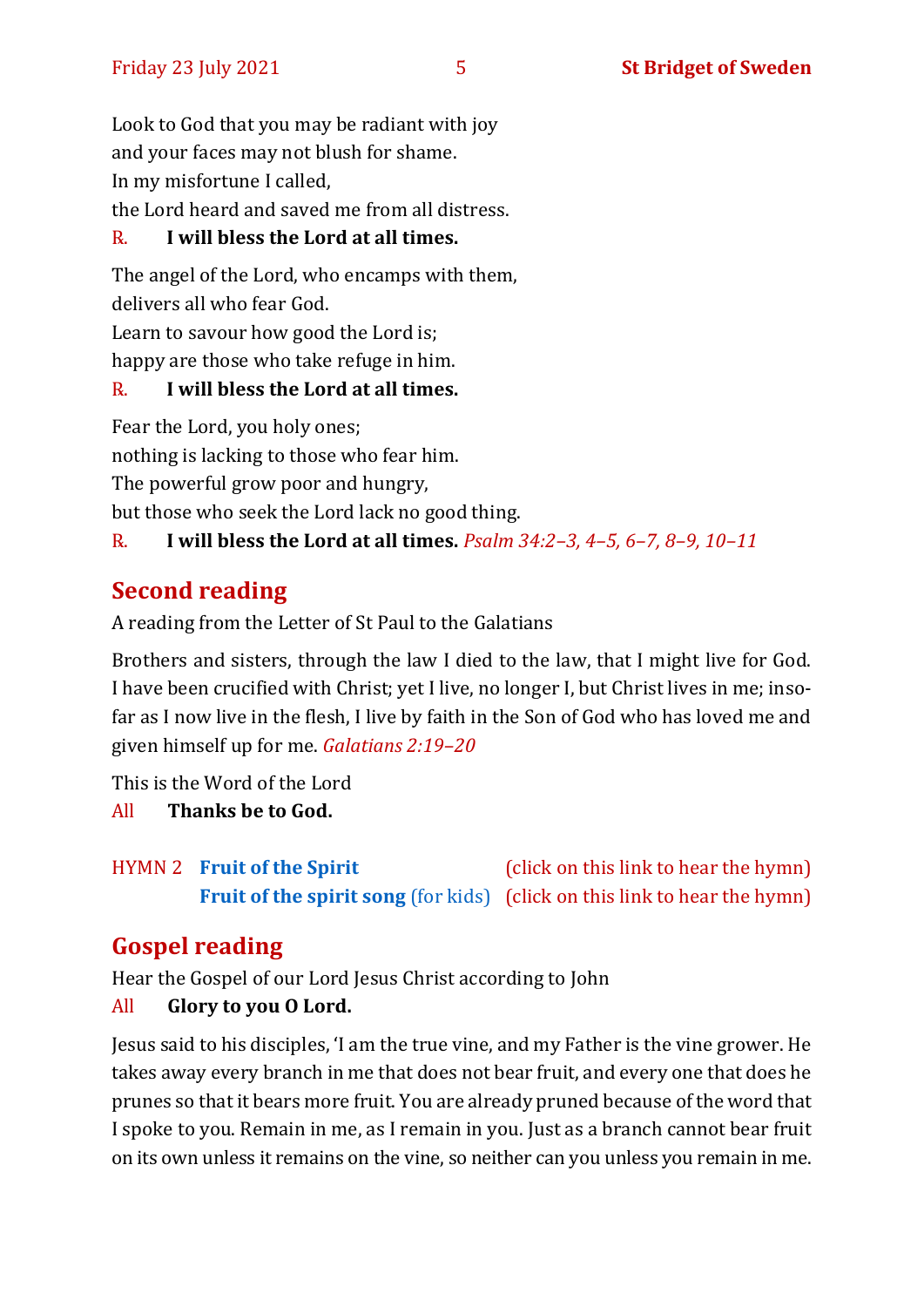Look to God that you may be radiant with joy
and your faces may not blush for shame.
In my misfortune I called,
the Lord heard and saved me from all distress.

R. **I will bless the Lord at all times.**

The angel of the Lord, who encamps with them,
delivers all who fear God.
Learn to savour how good the Lord is;
happy are those who take refuge in him.

R. **I will bless the Lord at all times.**

Fear the Lord, you holy ones;
nothing is lacking to those who fear him.
The powerful grow poor and hungry,
but those who seek the Lord lack no good thing.

R. **I will bless the Lord at all times.** *Psalm 34:2–3, 4–5, 6–7, 8–9, 10–11*

## Second reading

A reading from the Letter of St Paul to the Galatians

Brothers and sisters, through the law I died to the law, that I might live for God. I have been crucified with Christ; yet I live, no longer I, but Christ lives in me; insofar as I now live in the flesh, I live by faith in the Son of God who has loved me and given himself up for me. *Galatians 2:19–20*

This is the Word of the Lord

All **Thanks be to God.**

HYMN 2 **Fruit of the Spirit** (click on this link to hear the hymn)
**Fruit of the spirit song** (for kids) (click on this link to hear the hymn)

## Gospel reading

Hear the Gospel of our Lord Jesus Christ according to John

All **Glory to you O Lord.**

Jesus said to his disciples, 'I am the true vine, and my Father is the vine grower. He takes away every branch in me that does not bear fruit, and every one that does he prunes so that it bears more fruit. You are already pruned because of the word that I spoke to you. Remain in me, as I remain in you. Just as a branch cannot bear fruit on its own unless it remains on the vine, so neither can you unless you remain in me.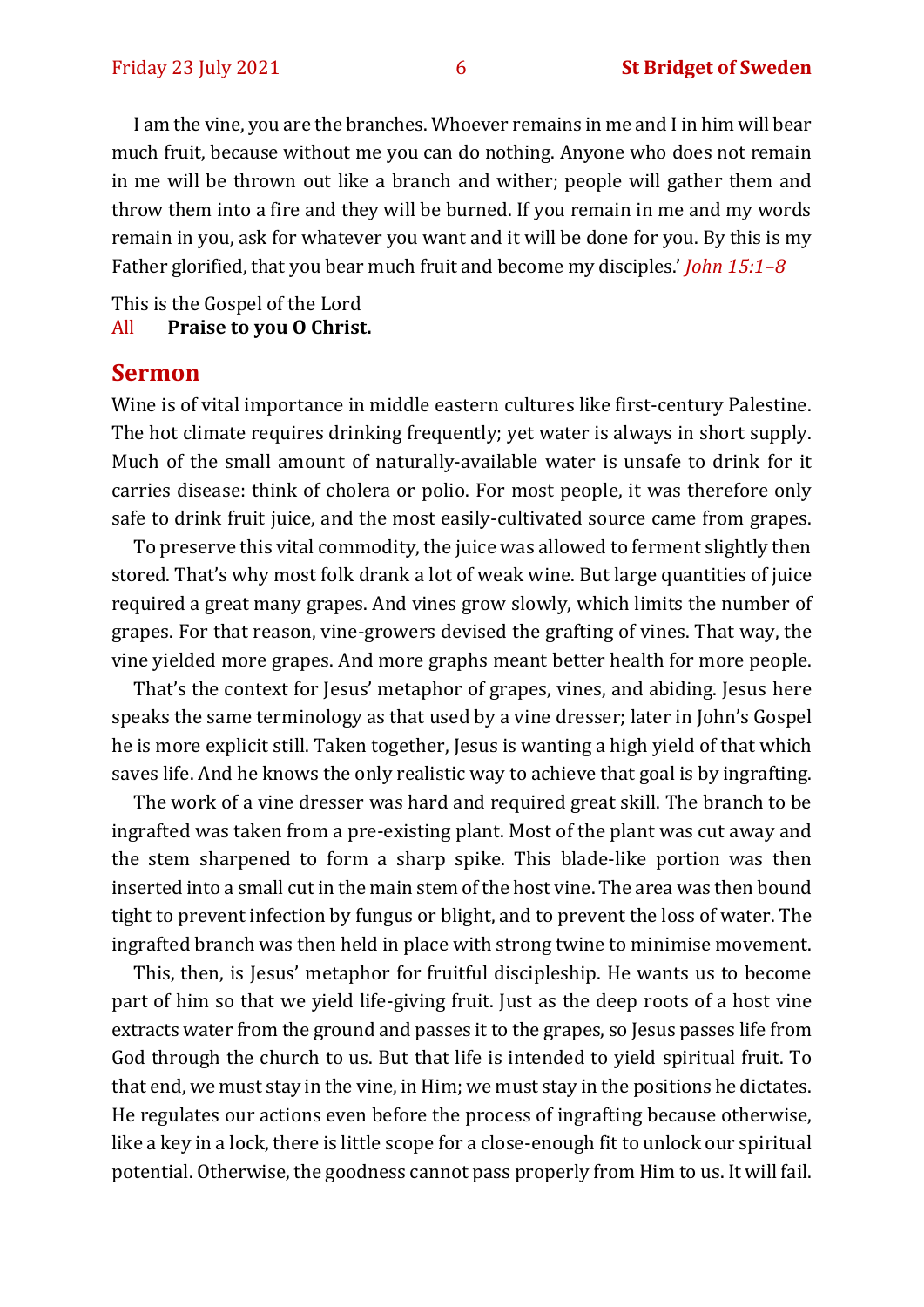I am the vine, you are the branches. Whoever remains in me and I in him will bear much fruit, because without me you can do nothing. Anyone who does not remain in me will be thrown out like a branch and wither; people will gather them and throw them into a fire and they will be burned. If you remain in me and my words remain in you, ask for whatever you want and it will be done for you. By this is my Father glorified, that you bear much fruit and become my disciples.' *John 15:1–8*

This is the Gospel of the Lord
All **Praise to you O Christ.**

## Sermon

Wine is of vital importance in middle eastern cultures like first-century Palestine. The hot climate requires drinking frequently; yet water is always in short supply. Much of the small amount of naturally-available water is unsafe to drink for it carries disease: think of cholera or polio. For most people, it was therefore only safe to drink fruit juice, and the most easily-cultivated source came from grapes.

To preserve this vital commodity, the juice was allowed to ferment slightly then stored. That's why most folk drank a lot of weak wine. But large quantities of juice required a great many grapes. And vines grow slowly, which limits the number of grapes. For that reason, vine-growers devised the grafting of vines. That way, the vine yielded more grapes. And more graphs meant better health for more people.

That's the context for Jesus' metaphor of grapes, vines, and abiding. Jesus here speaks the same terminology as that used by a vine dresser; later in John's Gospel he is more explicit still. Taken together, Jesus is wanting a high yield of that which saves life. And he knows the only realistic way to achieve that goal is by ingrafting.

The work of a vine dresser was hard and required great skill. The branch to be ingrafted was taken from a pre-existing plant. Most of the plant was cut away and the stem sharpened to form a sharp spike. This blade-like portion was then inserted into a small cut in the main stem of the host vine. The area was then bound tight to prevent infection by fungus or blight, and to prevent the loss of water. The ingrafted branch was then held in place with strong twine to minimise movement.

This, then, is Jesus' metaphor for fruitful discipleship. He wants us to become part of him so that we yield life-giving fruit. Just as the deep roots of a host vine extracts water from the ground and passes it to the grapes, so Jesus passes life from God through the church to us. But that life is intended to yield spiritual fruit. To that end, we must stay in the vine, in Him; we must stay in the positions he dictates. He regulates our actions even before the process of ingrafting because otherwise, like a key in a lock, there is little scope for a close-enough fit to unlock our spiritual potential. Otherwise, the goodness cannot pass properly from Him to us. It will fail.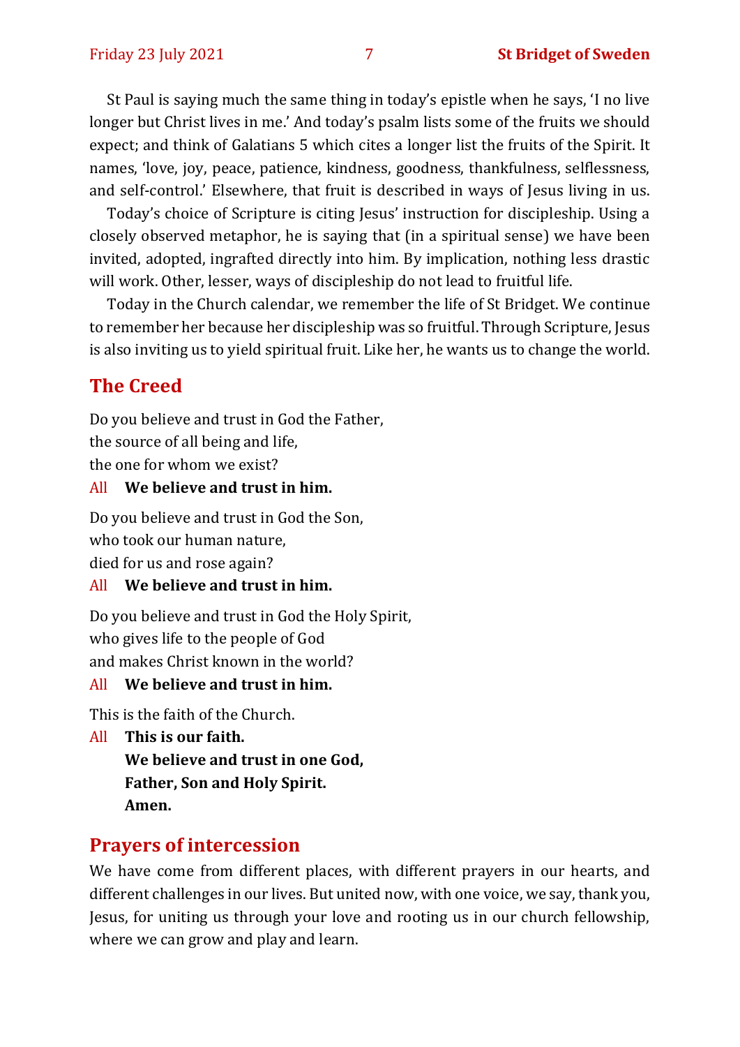St Paul is saying much the same thing in today's epistle when he says, 'I no live longer but Christ lives in me.' And today's psalm lists some of the fruits we should expect; and think of Galatians 5 which cites a longer list the fruits of the Spirit. It names, 'love, joy, peace, patience, kindness, goodness, thankfulness, selflessness, and self-control.' Elsewhere, that fruit is described in ways of Jesus living in us.

Today's choice of Scripture is citing Jesus' instruction for discipleship. Using a closely observed metaphor, he is saying that (in a spiritual sense) we have been invited, adopted, ingrafted directly into him. By implication, nothing less drastic will work. Other, lesser, ways of discipleship do not lead to fruitful life.

Today in the Church calendar, we remember the life of St Bridget. We continue to remember her because her discipleship was so fruitful. Through Scripture, Jesus is also inviting us to yield spiritual fruit. Like her, he wants us to change the world.

## The Creed

Do you believe and trust in God the Father,
the source of all being and life,
the one for whom we exist?

All **We believe and trust in him.**

Do you believe and trust in God the Son,
who took our human nature,
died for us and rose again?

All **We believe and trust in him.**

Do you believe and trust in God the Holy Spirit,
who gives life to the people of God
and makes Christ known in the world?

All **We believe and trust in him.**

This is the faith of the Church.

All **This is our faith.**
**We believe and trust in one God,**
**Father, Son and Holy Spirit.**
**Amen.**

## Prayers of intercession

We have come from different places, with different prayers in our hearts, and different challenges in our lives. But united now, with one voice, we say, thank you, Jesus, for uniting us through your love and rooting us in our church fellowship, where we can grow and play and learn.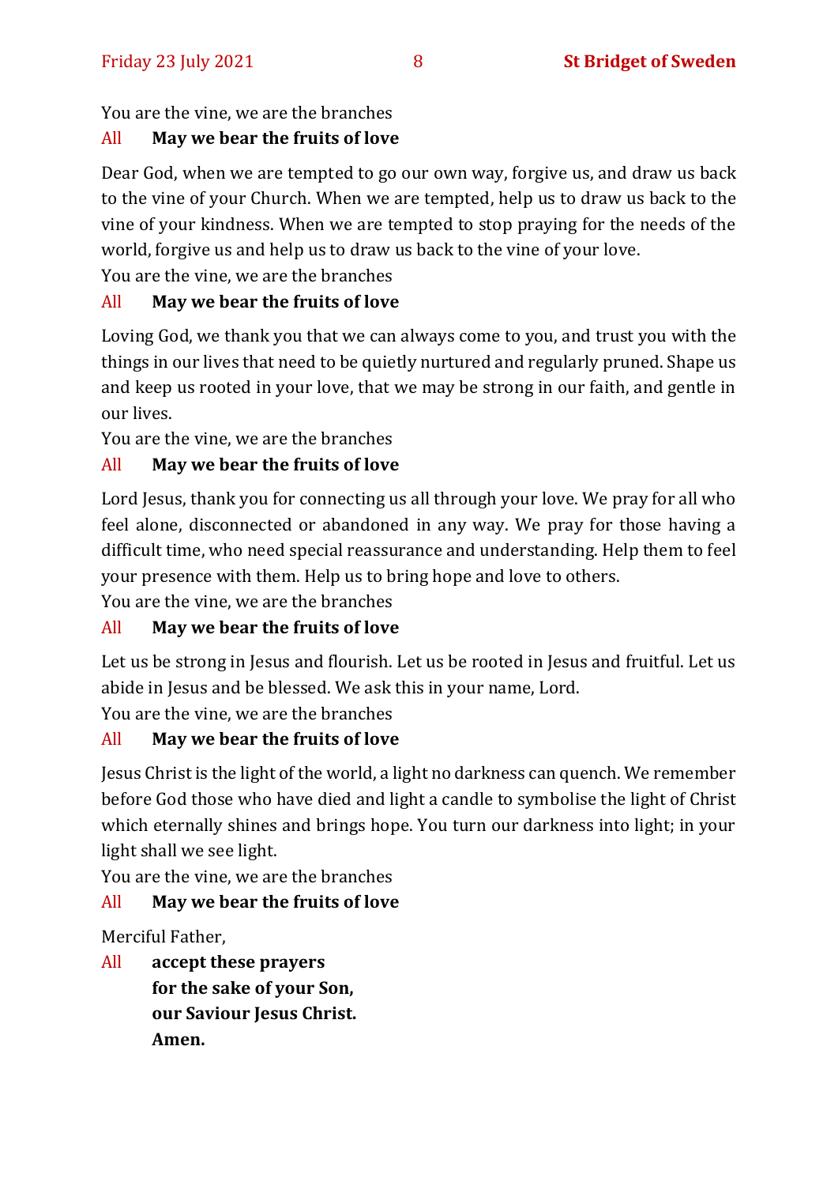You are the vine, we are the branches

All **May we bear the fruits of love**

Dear God, when we are tempted to go our own way, forgive us, and draw us back to the vine of your Church. When we are tempted, help us to draw us back to the vine of your kindness. When we are tempted to stop praying for the needs of the world, forgive us and help us to draw us back to the vine of your love.

You are the vine, we are the branches

All **May we bear the fruits of love**

Loving God, we thank you that we can always come to you, and trust you with the things in our lives that need to be quietly nurtured and regularly pruned. Shape us and keep us rooted in your love, that we may be strong in our faith, and gentle in our lives.

You are the vine, we are the branches

All **May we bear the fruits of love**

Lord Jesus, thank you for connecting us all through your love. We pray for all who feel alone, disconnected or abandoned in any way. We pray for those having a difficult time, who need special reassurance and understanding. Help them to feel your presence with them. Help us to bring hope and love to others.

You are the vine, we are the branches

All **May we bear the fruits of love**

Let us be strong in Jesus and flourish. Let us be rooted in Jesus and fruitful. Let us abide in Jesus and be blessed. We ask this in your name, Lord.

You are the vine, we are the branches

All **May we bear the fruits of love**

Jesus Christ is the light of the world, a light no darkness can quench. We remember before God those who have died and light a candle to symbolise the light of Christ which eternally shines and brings hope. You turn our darkness into light; in your light shall we see light.

You are the vine, we are the branches

All **May we bear the fruits of love**

Merciful Father,

All **accept these prayers**
**for the sake of your Son,**
**our Saviour Jesus Christ.**
**Amen.**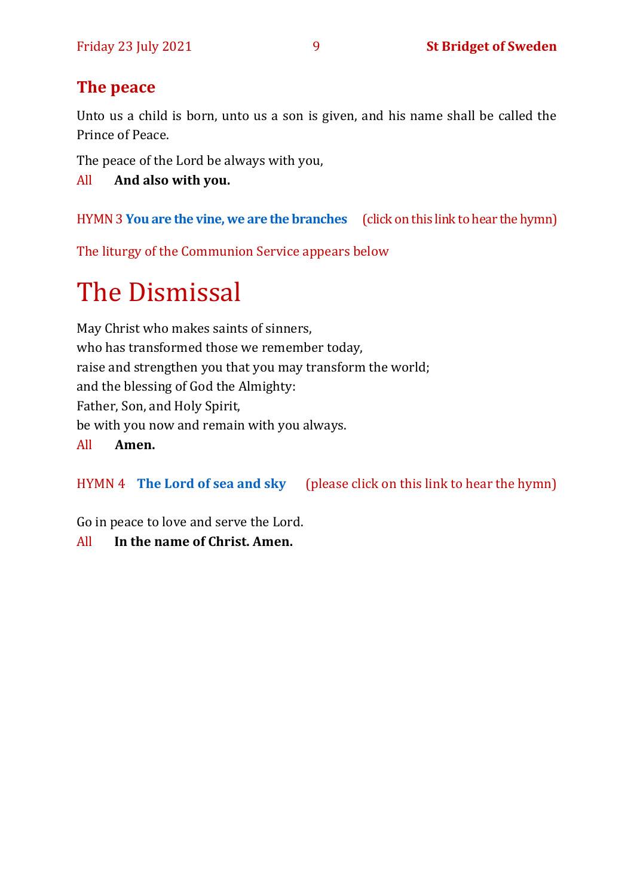## The peace

Unto us a child is born, unto us a son is given, and his name shall be called the Prince of Peace.

The peace of the Lord be always with you,

All **And also with you.**

HYMN 3 **You are the vine, we are the branches** (click on this link to hear the hymn)

The liturgy of the Communion Service appears below

# The Dismissal

May Christ who makes saints of sinners,
who has transformed those we remember today,
raise and strengthen you that you may transform the world;
and the blessing of God the Almighty:
Father, Son, and Holy Spirit,
be with you now and remain with you always.

All **Amen.**

HYMN 4 **The Lord of sea and sky** (please click on this link to hear the hymn)

Go in peace to love and serve the Lord.

All **In the name of Christ. Amen.**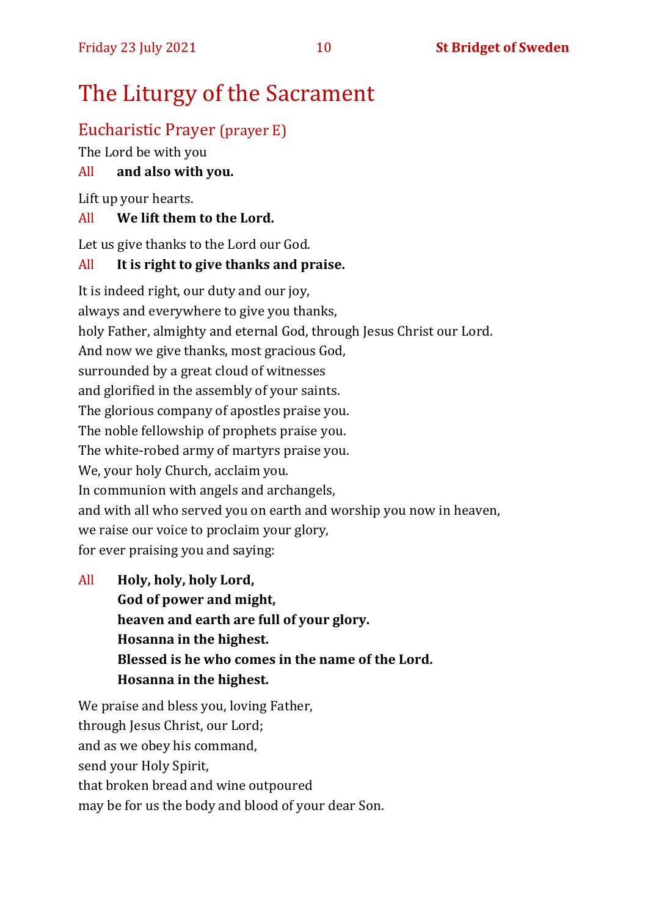# The Liturgy of the Sacrament

## Eucharistic Prayer (prayer E)

The Lord be with you

All **and also with you.**

Lift up your hearts.

All **We lift them to the Lord.**

Let us give thanks to the Lord our God.

All **It is right to give thanks and praise.**

It is indeed right, our duty and our joy,
always and everywhere to give you thanks,
holy Father, almighty and eternal God, through Jesus Christ our Lord.
And now we give thanks, most gracious God,
surrounded by a great cloud of witnesses
and glorified in the assembly of your saints.
The glorious company of apostles praise you.
The noble fellowship of prophets praise you.
The white-robed army of martyrs praise you.
We, your holy Church, acclaim you.
In communion with angels and archangels,
and with all who served you on earth and worship you now in heaven,
we raise our voice to proclaim your glory,
for ever praising you and saying:

All **Holy, holy, holy Lord,**
**God of power and might,**
**heaven and earth are full of your glory.**
**Hosanna in the highest.**
**Blessed is he who comes in the name of the Lord.**
**Hosanna in the highest.**

We praise and bless you, loving Father,
through Jesus Christ, our Lord;
and as we obey his command,
send your Holy Spirit,
that broken bread and wine outpoured
may be for us the body and blood of your dear Son.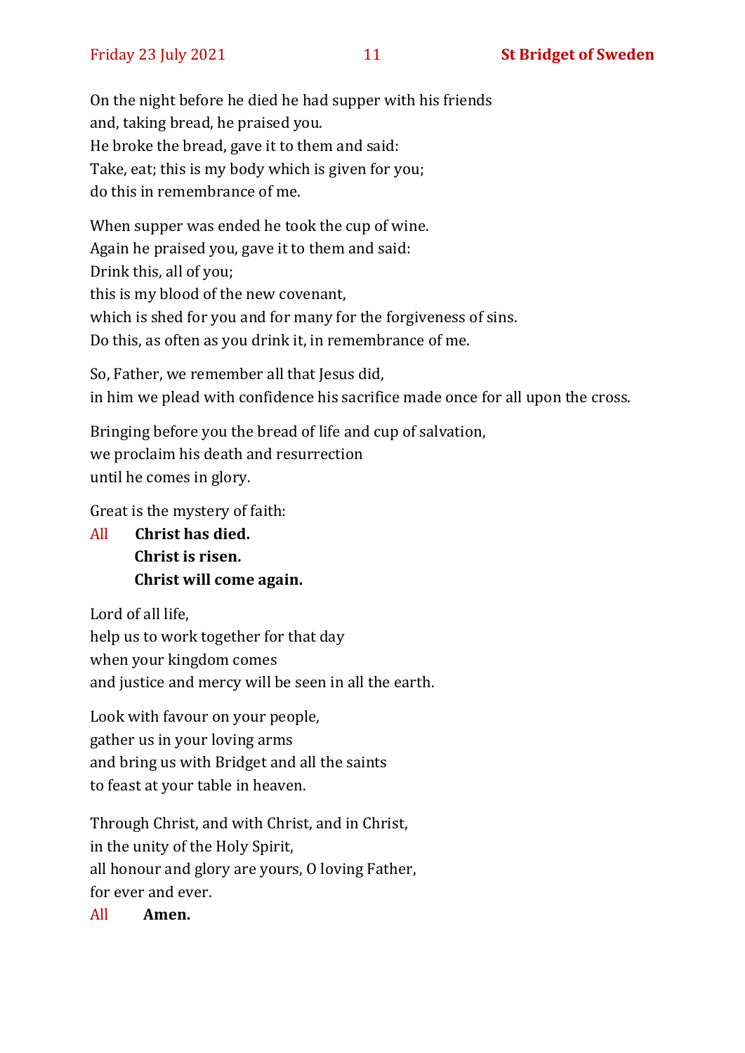On the night before he died he had supper with his friends
and, taking bread, he praised you.
He broke the bread, gave it to them and said:
Take, eat; this is my body which is given for you;
do this in remembrance of me.

When supper was ended he took the cup of wine.
Again he praised you, gave it to them and said:
Drink this, all of you;
this is my blood of the new covenant,
which is shed for you and for many for the forgiveness of sins.
Do this, as often as you drink it, in remembrance of me.

So, Father, we remember all that Jesus did,
in him we plead with confidence his sacrifice made once for all upon the cross.

Bringing before you the bread of life and cup of salvation,
we proclaim his death and resurrection
until he comes in glory.

Great is the mystery of faith:

All **Christ has died.**
**Christ is risen.**
**Christ will come again.**

Lord of all life,
help us to work together for that day
when your kingdom comes
and justice and mercy will be seen in all the earth.

Look with favour on your people,
gather us in your loving arms
and bring us with Bridget and all the saints
to feast at your table in heaven.

Through Christ, and with Christ, and in Christ,
in the unity of the Holy Spirit,
all honour and glory are yours, O loving Father,
for ever and ever.

All **Amen.**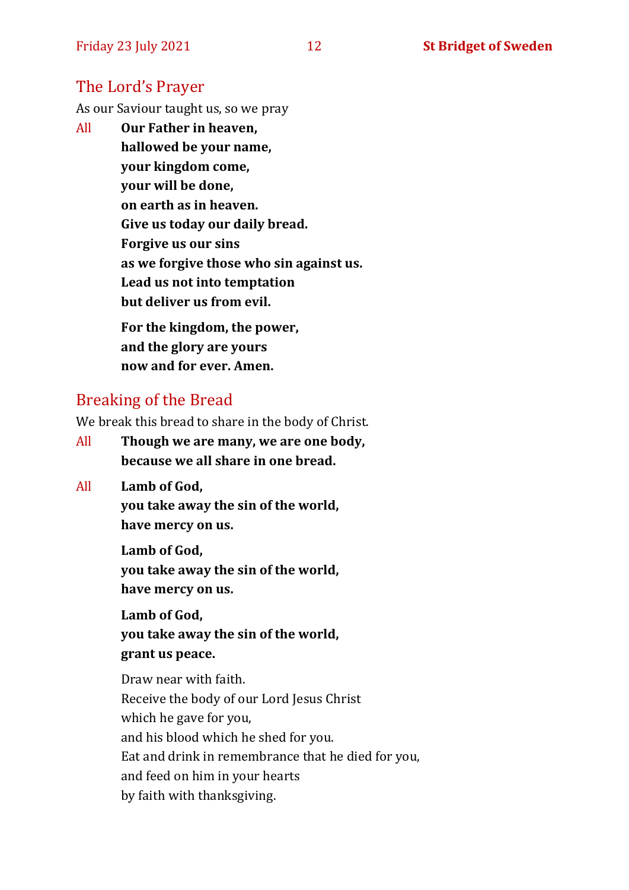## The Lord's Prayer

As our Saviour taught us, so we pray

All **Our Father in heaven,**
**hallowed be your name,**
**your kingdom come,**
**your will be done,**
**on earth as in heaven.**
**Give us today our daily bread.**
**Forgive us our sins**
**as we forgive those who sin against us.**
**Lead us not into temptation**
**but deliver us from evil.**

**For the kingdom, the power,**
**and the glory are yours**
**now and for ever. Amen.**

## Breaking of the Bread

We break this bread to share in the body of Christ.

All **Though we are many, we are one body,**
**because we all share in one bread.**

All **Lamb of God,**
**you take away the sin of the world,**
**have mercy on us.**

**Lamb of God,**
**you take away the sin of the world,**
**have mercy on us.**

**Lamb of God,**
**you take away the sin of the world,**
**grant us peace.**

Draw near with faith.
Receive the body of our Lord Jesus Christ
which he gave for you,
and his blood which he shed for you.
Eat and drink in remembrance that he died for you,
and feed on him in your hearts
by faith with thanksgiving.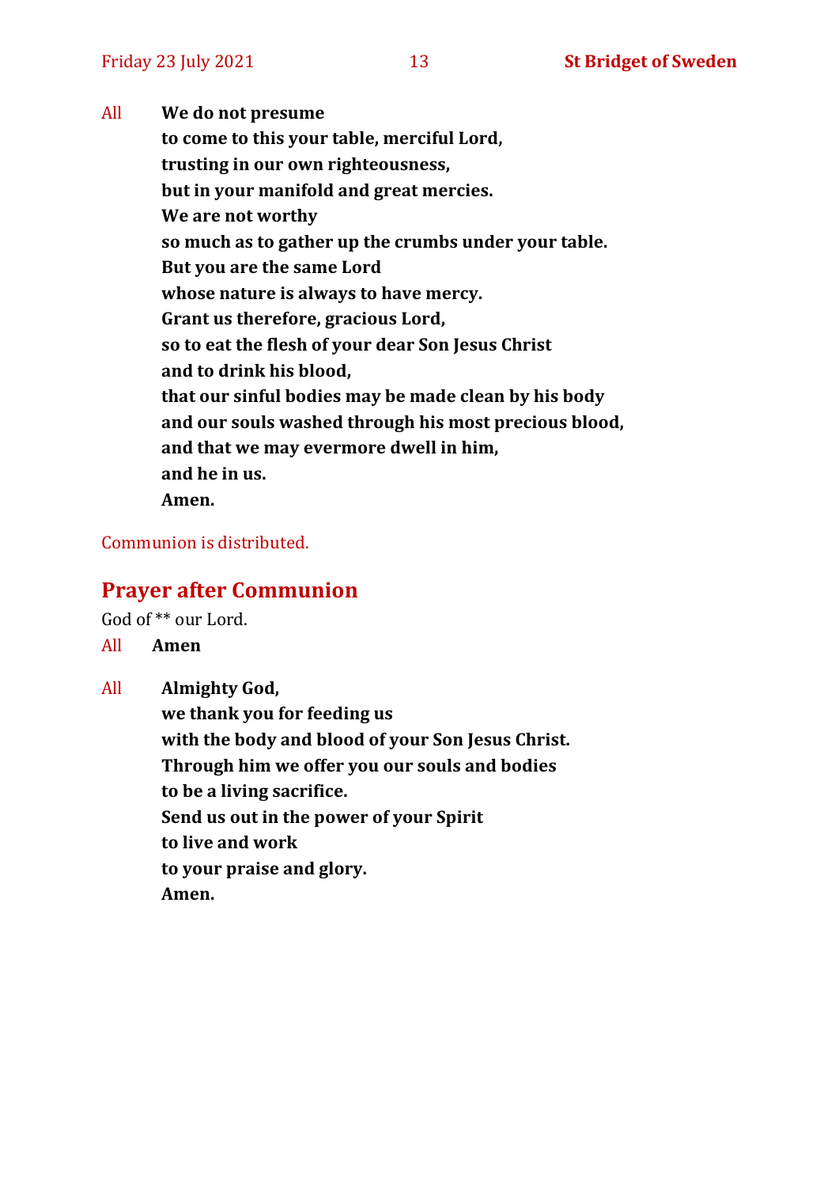All **We do not presume**
**to come to this your table, merciful Lord,**
**trusting in our own righteousness,**
**but in your manifold and great mercies.**
**We are not worthy**
**so much as to gather up the crumbs under your table.**
**But you are the same Lord**
**whose nature is always to have mercy.**
**Grant us therefore, gracious Lord,**
**so to eat the flesh of your dear Son Jesus Christ**
**and to drink his blood,**
**that our sinful bodies may be made clean by his body**
**and our souls washed through his most precious blood,**
**and that we may evermore dwell in him,**
**and he in us.**
**Amen.**

Communion is distributed.

## Prayer after Communion

God of ** our Lord.

All **Amen**

All **Almighty God,**
**we thank you for feeding us**
**with the body and blood of your Son Jesus Christ.**
**Through him we offer you our souls and bodies**
**to be a living sacrifice.**
**Send us out in the power of your Spirit**
**to live and work**
**to your praise and glory.**
**Amen.**